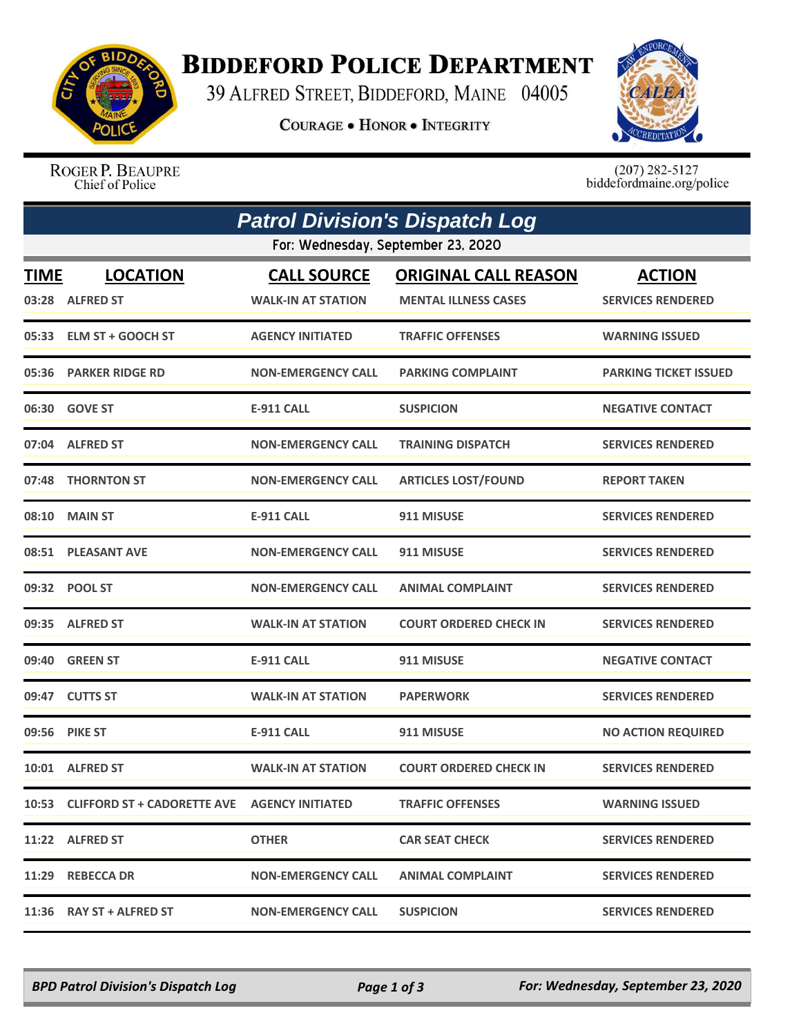# BIDDEFORD POLICE DEPARTMENT

39 ALFRED STREET, BIDDEFORD, MAINE 04005

COURAGE • HONOR • INTEGRITY

ROGER P. BEAUPRE
Chief of Police

(207) 282-5127
biddefordmaine.org/police

## Patrol Division's Dispatch Log

For: Wednesday, September 23, 2020

| TIME | LOCATION | CALL SOURCE | ORIGINAL CALL REASON | ACTION |
|---|---|---|---|---|
| 03:28 | ALFRED ST | WALK-IN AT STATION | MENTAL ILLNESS CASES | SERVICES RENDERED |
| 05:33 | ELM ST + GOOCH ST | AGENCY INITIATED | TRAFFIC OFFENSES | WARNING ISSUED |
| 05:36 | PARKER RIDGE RD | NON-EMERGENCY CALL | PARKING COMPLAINT | PARKING TICKET ISSUED |
| 06:30 | GOVE ST | E-911 CALL | SUSPICION | NEGATIVE CONTACT |
| 07:04 | ALFRED ST | NON-EMERGENCY CALL | TRAINING DISPATCH | SERVICES RENDERED |
| 07:48 | THORNTON ST | NON-EMERGENCY CALL | ARTICLES LOST/FOUND | REPORT TAKEN |
| 08:10 | MAIN ST | E-911 CALL | 911 MISUSE | SERVICES RENDERED |
| 08:51 | PLEASANT AVE | NON-EMERGENCY CALL | 911 MISUSE | SERVICES RENDERED |
| 09:32 | POOL ST | NON-EMERGENCY CALL | ANIMAL COMPLAINT | SERVICES RENDERED |
| 09:35 | ALFRED ST | WALK-IN AT STATION | COURT ORDERED CHECK IN | SERVICES RENDERED |
| 09:40 | GREEN ST | E-911 CALL | 911 MISUSE | NEGATIVE CONTACT |
| 09:47 | CUTTS ST | WALK-IN AT STATION | PAPERWORK | SERVICES RENDERED |
| 09:56 | PIKE ST | E-911 CALL | 911 MISUSE | NO ACTION REQUIRED |
| 10:01 | ALFRED ST | WALK-IN AT STATION | COURT ORDERED CHECK IN | SERVICES RENDERED |
| 10:53 | CLIFFORD ST + CADORETTE AVE | AGENCY INITIATED | TRAFFIC OFFENSES | WARNING ISSUED |
| 11:22 | ALFRED ST | OTHER | CAR SEAT CHECK | SERVICES RENDERED |
| 11:29 | REBECCA DR | NON-EMERGENCY CALL | ANIMAL COMPLAINT | SERVICES RENDERED |
| 11:36 | RAY ST + ALFRED ST | NON-EMERGENCY CALL | SUSPICION | SERVICES RENDERED |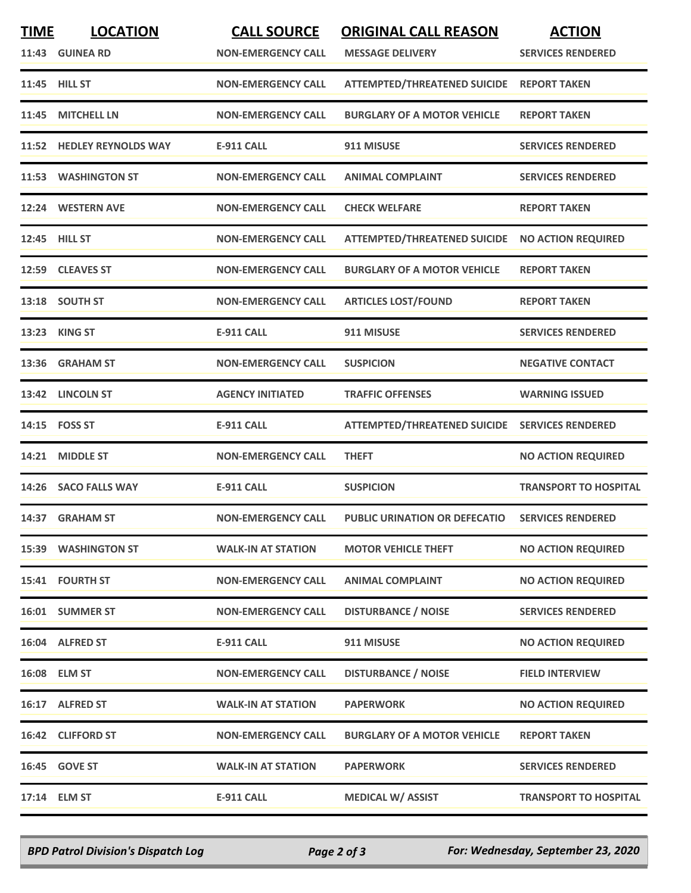| TIME | LOCATION | CALL SOURCE | ORIGINAL CALL REASON | ACTION |
|---|---|---|---|---|
| 11:43 | GUINEA RD | NON-EMERGENCY CALL | MESSAGE DELIVERY | SERVICES RENDERED |
| 11:45 | HILL ST | NON-EMERGENCY CALL | ATTEMPTED/THREATENED SUICIDE | REPORT TAKEN |
| 11:45 | MITCHELL LN | NON-EMERGENCY CALL | BURGLARY OF A MOTOR VEHICLE | REPORT TAKEN |
| 11:52 | HEDLEY REYNOLDS WAY | E-911 CALL | 911 MISUSE | SERVICES RENDERED |
| 11:53 | WASHINGTON ST | NON-EMERGENCY CALL | ANIMAL COMPLAINT | SERVICES RENDERED |
| 12:24 | WESTERN AVE | NON-EMERGENCY CALL | CHECK WELFARE | REPORT TAKEN |
| 12:45 | HILL ST | NON-EMERGENCY CALL | ATTEMPTED/THREATENED SUICIDE | NO ACTION REQUIRED |
| 12:59 | CLEAVES ST | NON-EMERGENCY CALL | BURGLARY OF A MOTOR VEHICLE | REPORT TAKEN |
| 13:18 | SOUTH ST | NON-EMERGENCY CALL | ARTICLES LOST/FOUND | REPORT TAKEN |
| 13:23 | KING ST | E-911 CALL | 911 MISUSE | SERVICES RENDERED |
| 13:36 | GRAHAM ST | NON-EMERGENCY CALL | SUSPICION | NEGATIVE CONTACT |
| 13:42 | LINCOLN ST | AGENCY INITIATED | TRAFFIC OFFENSES | WARNING ISSUED |
| 14:15 | FOSS ST | E-911 CALL | ATTEMPTED/THREATENED SUICIDE | SERVICES RENDERED |
| 14:21 | MIDDLE ST | NON-EMERGENCY CALL | THEFT | NO ACTION REQUIRED |
| 14:26 | SACO FALLS WAY | E-911 CALL | SUSPICION | TRANSPORT TO HOSPITAL |
| 14:37 | GRAHAM ST | NON-EMERGENCY CALL | PUBLIC URINATION OR DEFECATIO | SERVICES RENDERED |
| 15:39 | WASHINGTON ST | WALK-IN AT STATION | MOTOR VEHICLE THEFT | NO ACTION REQUIRED |
| 15:41 | FOURTH ST | NON-EMERGENCY CALL | ANIMAL COMPLAINT | NO ACTION REQUIRED |
| 16:01 | SUMMER ST | NON-EMERGENCY CALL | DISTURBANCE / NOISE | SERVICES RENDERED |
| 16:04 | ALFRED ST | E-911 CALL | 911 MISUSE | NO ACTION REQUIRED |
| 16:08 | ELM ST | NON-EMERGENCY CALL | DISTURBANCE / NOISE | FIELD INTERVIEW |
| 16:17 | ALFRED ST | WALK-IN AT STATION | PAPERWORK | NO ACTION REQUIRED |
| 16:42 | CLIFFORD ST | NON-EMERGENCY CALL | BURGLARY OF A MOTOR VEHICLE | REPORT TAKEN |
| 16:45 | GOVE ST | WALK-IN AT STATION | PAPERWORK | SERVICES RENDERED |
| 17:14 | ELM ST | E-911 CALL | MEDICAL W/ ASSIST | TRANSPORT TO HOSPITAL |

*BPD Patrol Division's Dispatch Log* — *For: Wednesday, September 23, 2020*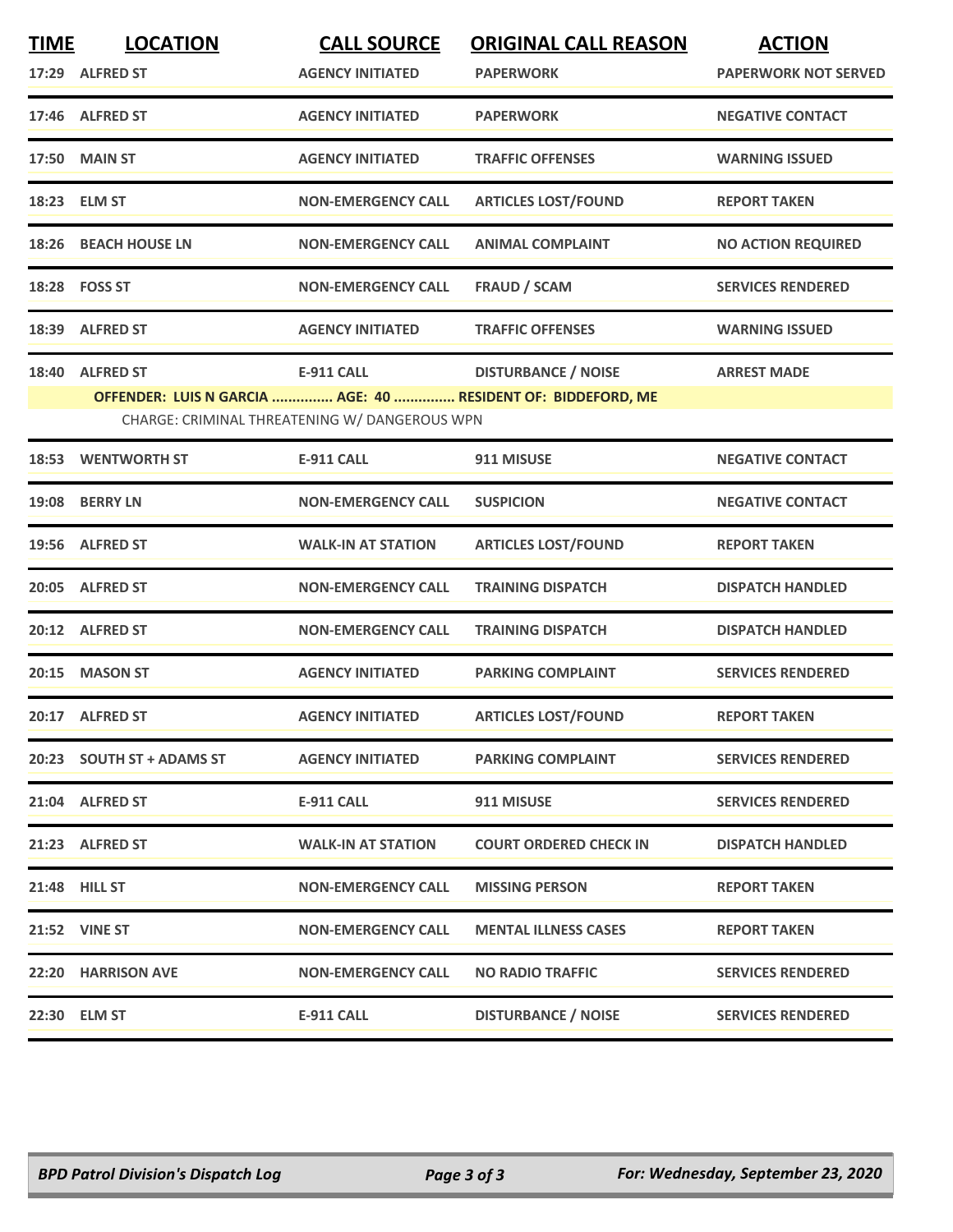| TIME | LOCATION | CALL SOURCE | ORIGINAL CALL REASON | ACTION |
|---|---|---|---|---|
| 17:29 | ALFRED ST | AGENCY INITIATED | PAPERWORK | PAPERWORK NOT SERVED |
| 17:46 | ALFRED ST | AGENCY INITIATED | PAPERWORK | NEGATIVE CONTACT |
| 17:50 | MAIN ST | AGENCY INITIATED | TRAFFIC OFFENSES | WARNING ISSUED |
| 18:23 | ELM ST | NON-EMERGENCY CALL | ARTICLES LOST/FOUND | REPORT TAKEN |
| 18:26 | BEACH HOUSE LN | NON-EMERGENCY CALL | ANIMAL COMPLAINT | NO ACTION REQUIRED |
| 18:28 | FOSS ST | NON-EMERGENCY CALL | FRAUD / SCAM | SERVICES RENDERED |
| 18:39 | ALFRED ST | AGENCY INITIATED | TRAFFIC OFFENSES | WARNING ISSUED |
| 18:40 | ALFRED ST | E-911 CALL | DISTURBANCE / NOISE | ARREST MADE |
| | OFFENDER: LUIS N GARCIA ............... AGE: 40 ............... RESIDENT OF: BIDDEFORD, ME | | | |
| | CHARGE: CRIMINAL THREATENING W/ DANGEROUS WPN | | | |
| 18:53 | WENTWORTH ST | E-911 CALL | 911 MISUSE | NEGATIVE CONTACT |
| 19:08 | BERRY LN | NON-EMERGENCY CALL | SUSPICION | NEGATIVE CONTACT |
| 19:56 | ALFRED ST | WALK-IN AT STATION | ARTICLES LOST/FOUND | REPORT TAKEN |
| 20:05 | ALFRED ST | NON-EMERGENCY CALL | TRAINING DISPATCH | DISPATCH HANDLED |
| 20:12 | ALFRED ST | NON-EMERGENCY CALL | TRAINING DISPATCH | DISPATCH HANDLED |
| 20:15 | MASON ST | AGENCY INITIATED | PARKING COMPLAINT | SERVICES RENDERED |
| 20:17 | ALFRED ST | AGENCY INITIATED | ARTICLES LOST/FOUND | REPORT TAKEN |
| 20:23 | SOUTH ST + ADAMS ST | AGENCY INITIATED | PARKING COMPLAINT | SERVICES RENDERED |
| 21:04 | ALFRED ST | E-911 CALL | 911 MISUSE | SERVICES RENDERED |
| 21:23 | ALFRED ST | WALK-IN AT STATION | COURT ORDERED CHECK IN | DISPATCH HANDLED |
| 21:48 | HILL ST | NON-EMERGENCY CALL | MISSING PERSON | REPORT TAKEN |
| 21:52 | VINE ST | NON-EMERGENCY CALL | MENTAL ILLNESS CASES | REPORT TAKEN |
| 22:20 | HARRISON AVE | NON-EMERGENCY CALL | NO RADIO TRAFFIC | SERVICES RENDERED |
| 22:30 | ELM ST | E-911 CALL | DISTURBANCE / NOISE | SERVICES RENDERED |

*BPD Patrol Division's Dispatch Log* — *For: Wednesday, September 23, 2020*